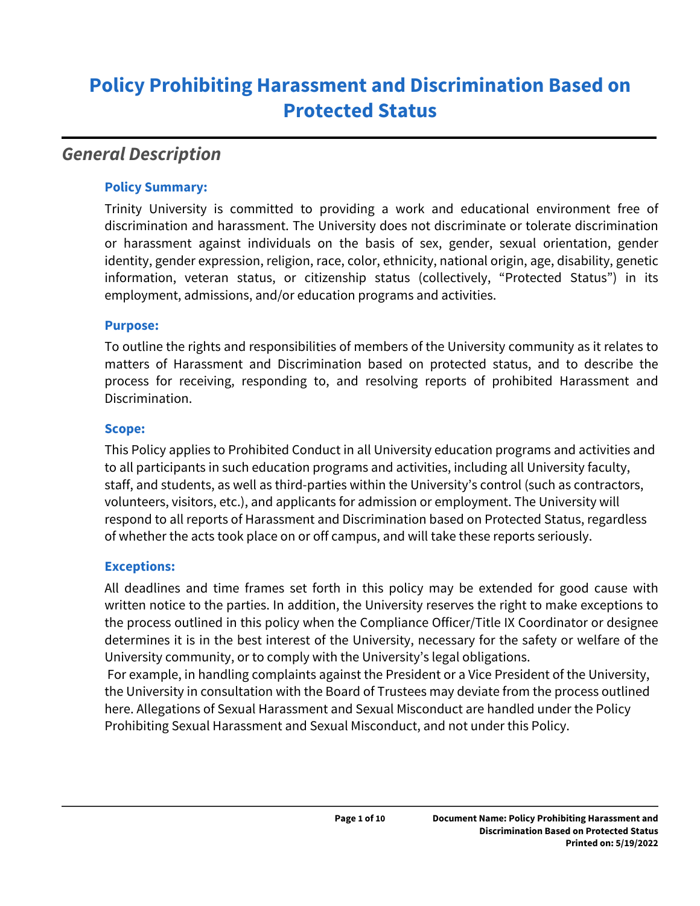# Policy Prohibiting Harassment and Discrimination Based on Protected Status

## *General Description*

### Policy Summary:

Trinity University is committed to providing a work and educational environment free of discrimination and harassment. The University does not discriminate or tolerate discrimination or harassment against individuals on the basis of sex, gender, sexual orientation, gender identity, gender expression, religion, race, color, ethnicity, national origin, age, disability, genetic information, veteran status, or citizenship status (collectively, "Protected Status") in its employment, admissions, and/or education programs and activities.

### Purpose:

To outline the rights and responsibilities of members of the University community as it relates to matters of Harassment and Discrimination based on protected status, and to describe the process for receiving, responding to, and resolving reports of prohibited Harassment and Discrimination.

### Scope:

This Policy applies to Prohibited Conduct in all University education programs and activities and to all participants in such education programs and activities, including all University faculty, staff, and students, as well as third-parties within the University's control (such as contractors, volunteers, visitors, etc.), and applicants for admission or employment. The University will respond to all reports of Harassment and Discrimination based on Protected Status, regardless of whether the acts took place on or off campus, and will take these reports seriously.

### Exceptions:

All deadlines and time frames set forth in this policy may be extended for good cause with written notice to the parties. In addition, the University reserves the right to make exceptions to the process outlined in this policy when the Compliance Officer/Title IX Coordinator or designee determines it is in the best interest of the University, necessary for the safety or welfare of the University community, or to comply with the University's legal obligations.

For example, in handling complaints against the President or a Vice President of the University, the University in consultation with the Board of Trustees may deviate from the process outlined here. Allegations of Sexual Harassment and Sexual Misconduct are handled under the Policy Prohibiting Sexual Harassment and Sexual Misconduct, and not under this Policy.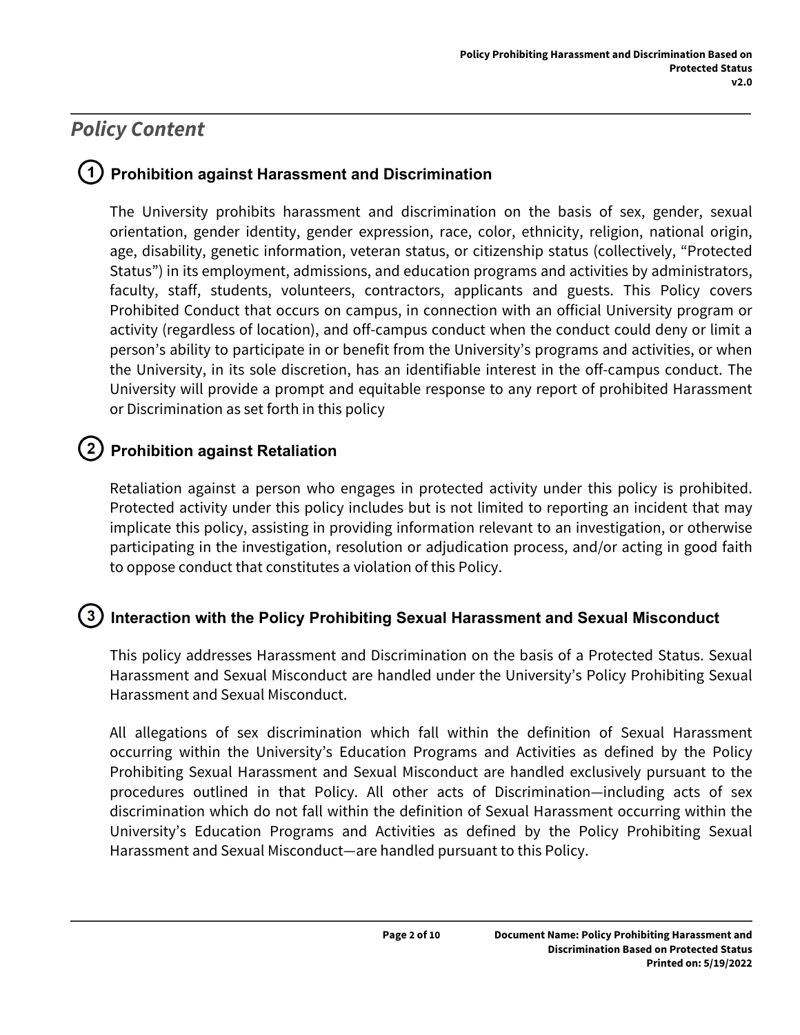## Policy Content

### 1 Prohibition against Harassment and Discrimination

The University prohibits harassment and discrimination on the basis of sex, gender, sexual orientation, gender identity, gender expression, race, color, ethnicity, religion, national origin, age, disability, genetic information, veteran status, or citizenship status (collectively, "Protected Status") in its employment, admissions, and education programs and activities by administrators, faculty, staff, students, volunteers, contractors, applicants and guests. This Policy covers Prohibited Conduct that occurs on campus, in connection with an official University program or activity (regardless of location), and off-campus conduct when the conduct could deny or limit a person's ability to participate in or benefit from the University's programs and activities, or when the University, in its sole discretion, has an identifiable interest in the off-campus conduct. The University will provide a prompt and equitable response to any report of prohibited Harassment or Discrimination as set forth in this policy

### 2 Prohibition against Retaliation

Retaliation against a person who engages in protected activity under this policy is prohibited. Protected activity under this policy includes but is not limited to reporting an incident that may implicate this policy, assisting in providing information relevant to an investigation, or otherwise participating in the investigation, resolution or adjudication process, and/or acting in good faith to oppose conduct that constitutes a violation of this Policy.

### 3 Interaction with the Policy Prohibiting Sexual Harassment and Sexual Misconduct

This policy addresses Harassment and Discrimination on the basis of a Protected Status. Sexual Harassment and Sexual Misconduct are handled under the University's Policy Prohibiting Sexual Harassment and Sexual Misconduct.

All allegations of sex discrimination which fall within the definition of Sexual Harassment occurring within the University's Education Programs and Activities as defined by the Policy Prohibiting Sexual Harassment and Sexual Misconduct are handled exclusively pursuant to the procedures outlined in that Policy. All other acts of Discrimination—including acts of sex discrimination which do not fall within the definition of Sexual Harassment occurring within the University's Education Programs and Activities as defined by the Policy Prohibiting Sexual Harassment and Sexual Misconduct—are handled pursuant to this Policy.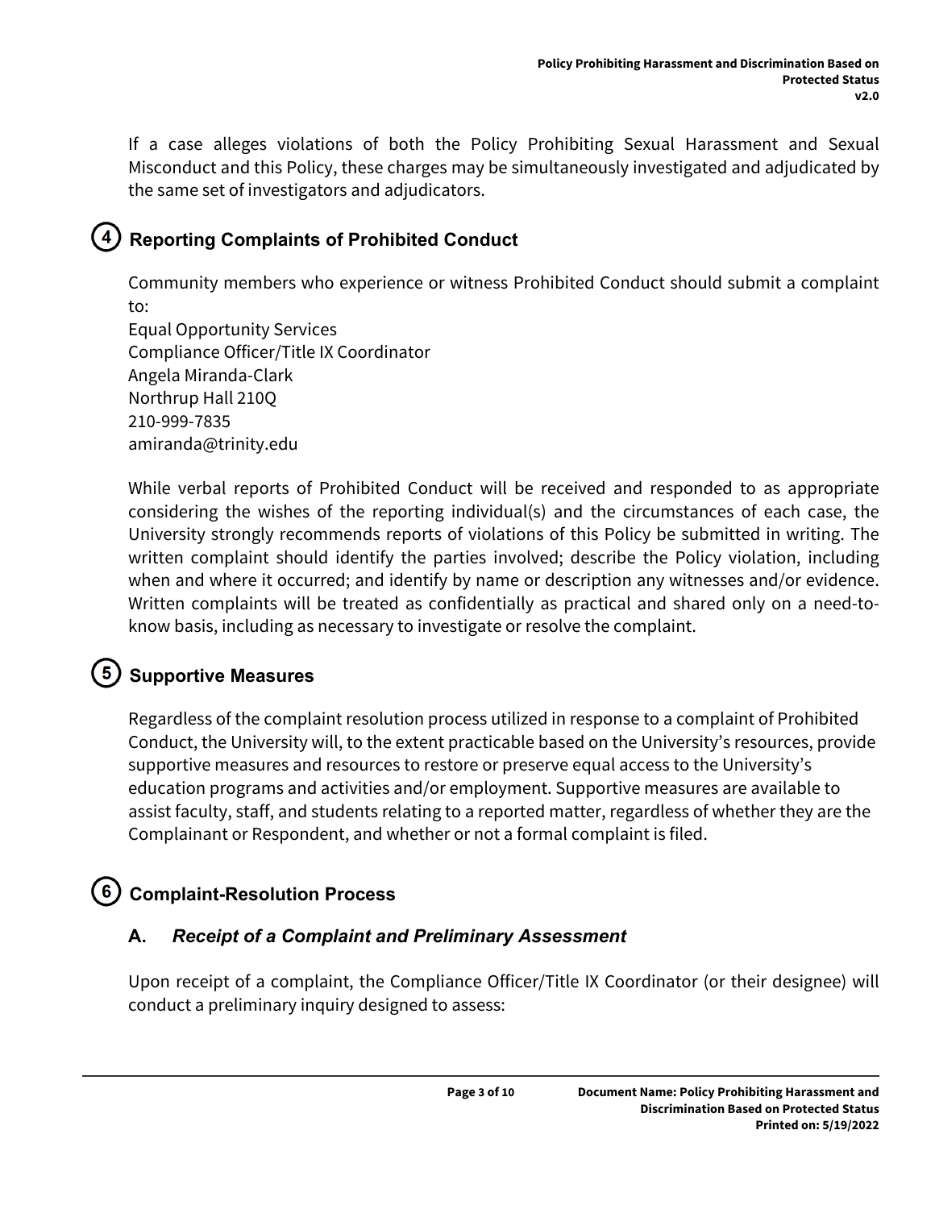If a case alleges violations of both the Policy Prohibiting Sexual Harassment and Sexual Misconduct and this Policy, these charges may be simultaneously investigated and adjudicated by the same set of investigators and adjudicators.

## 4 Reporting Complaints of Prohibited Conduct

Community members who experience or witness Prohibited Conduct should submit a complaint to:
Equal Opportunity Services
Compliance Officer/Title IX Coordinator
Angela Miranda-Clark
Northrup Hall 210Q
210-999-7835
amiranda@trinity.edu

While verbal reports of Prohibited Conduct will be received and responded to as appropriate considering the wishes of the reporting individual(s) and the circumstances of each case, the University strongly recommends reports of violations of this Policy be submitted in writing. The written complaint should identify the parties involved; describe the Policy violation, including when and where it occurred; and identify by name or description any witnesses and/or evidence. Written complaints will be treated as confidentially as practical and shared only on a need-to-know basis, including as necessary to investigate or resolve the complaint.

## 5 Supportive Measures

Regardless of the complaint resolution process utilized in response to a complaint of Prohibited Conduct, the University will, to the extent practicable based on the University's resources, provide supportive measures and resources to restore or preserve equal access to the University's education programs and activities and/or employment. Supportive measures are available to assist faculty, staff, and students relating to a reported matter, regardless of whether they are the Complainant or Respondent, and whether or not a formal complaint is filed.

## 6 Complaint-Resolution Process

### A. *Receipt of a Complaint and Preliminary Assessment*

Upon receipt of a complaint, the Compliance Officer/Title IX Coordinator (or their designee) will conduct a preliminary inquiry designed to assess: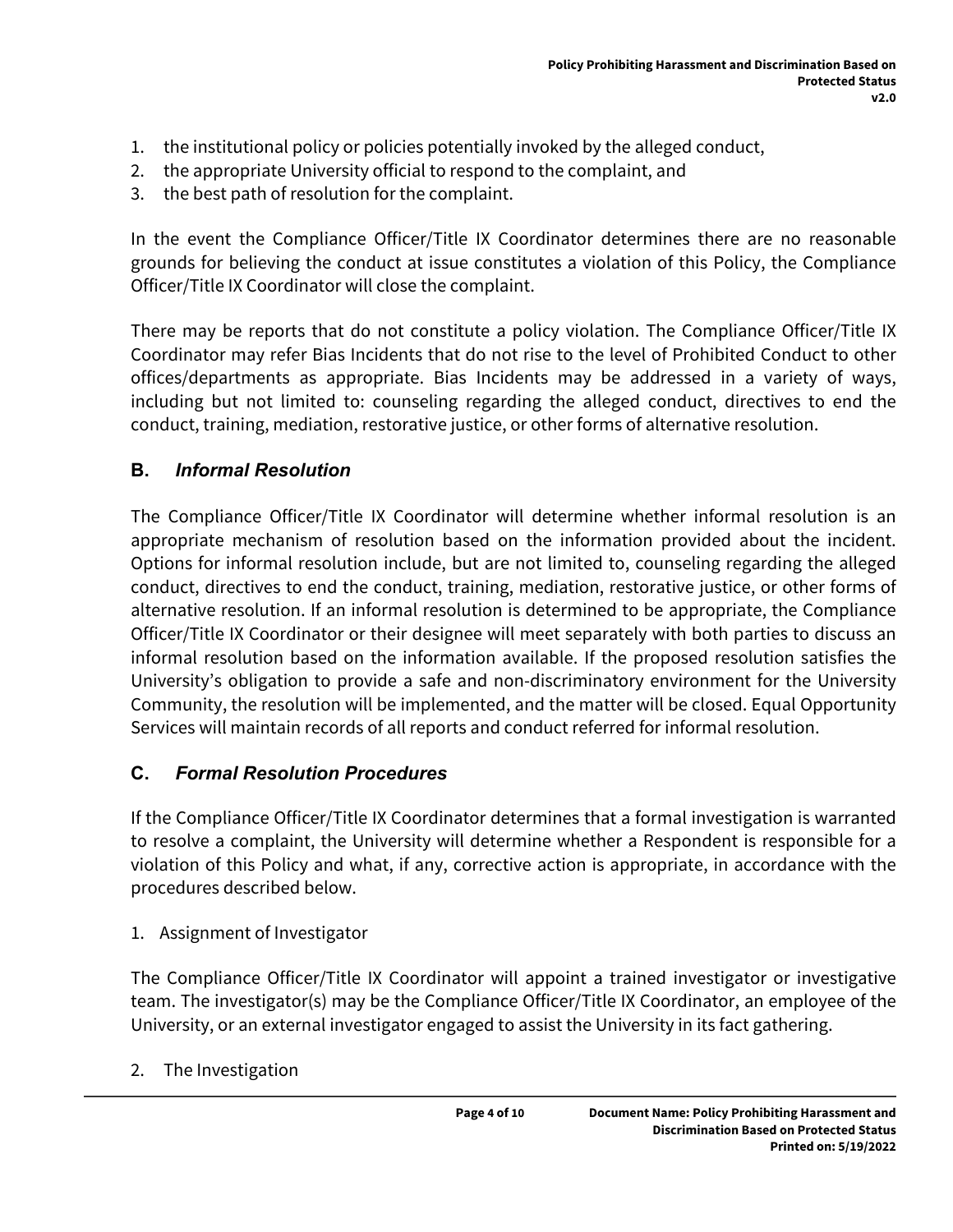1. the institutional policy or policies potentially invoked by the alleged conduct,
2. the appropriate University official to respond to the complaint, and
3. the best path of resolution for the complaint.

In the event the Compliance Officer/Title IX Coordinator determines there are no reasonable grounds for believing the conduct at issue constitutes a violation of this Policy, the Compliance Officer/Title IX Coordinator will close the complaint.

There may be reports that do not constitute a policy violation. The Compliance Officer/Title IX Coordinator may refer Bias Incidents that do not rise to the level of Prohibited Conduct to other offices/departments as appropriate. Bias Incidents may be addressed in a variety of ways, including but not limited to: counseling regarding the alleged conduct, directives to end the conduct, training, mediation, restorative justice, or other forms of alternative resolution.

### B. *Informal Resolution*

The Compliance Officer/Title IX Coordinator will determine whether informal resolution is an appropriate mechanism of resolution based on the information provided about the incident. Options for informal resolution include, but are not limited to, counseling regarding the alleged conduct, directives to end the conduct, training, mediation, restorative justice, or other forms of alternative resolution. If an informal resolution is determined to be appropriate, the Compliance Officer/Title IX Coordinator or their designee will meet separately with both parties to discuss an informal resolution based on the information available. If the proposed resolution satisfies the University's obligation to provide a safe and non-discriminatory environment for the University Community, the resolution will be implemented, and the matter will be closed. Equal Opportunity Services will maintain records of all reports and conduct referred for informal resolution.

### C. *Formal Resolution Procedures*

If the Compliance Officer/Title IX Coordinator determines that a formal investigation is warranted to resolve a complaint, the University will determine whether a Respondent is responsible for a violation of this Policy and what, if any, corrective action is appropriate, in accordance with the procedures described below.

1. Assignment of Investigator

The Compliance Officer/Title IX Coordinator will appoint a trained investigator or investigative team. The investigator(s) may be the Compliance Officer/Title IX Coordinator, an employee of the University, or an external investigator engaged to assist the University in its fact gathering.

2. The Investigation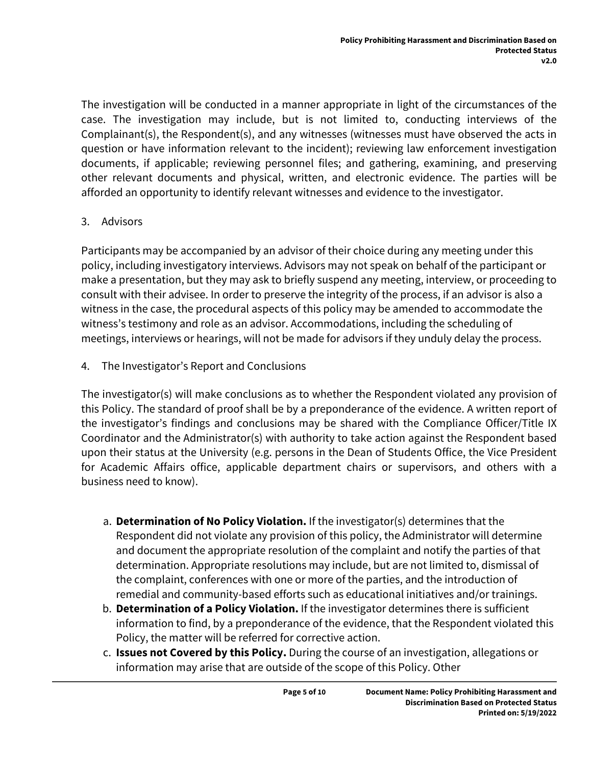The investigation will be conducted in a manner appropriate in light of the circumstances of the case. The investigation may include, but is not limited to, conducting interviews of the Complainant(s), the Respondent(s), and any witnesses (witnesses must have observed the acts in question or have information relevant to the incident); reviewing law enforcement investigation documents, if applicable; reviewing personnel files; and gathering, examining, and preserving other relevant documents and physical, written, and electronic evidence. The parties will be afforded an opportunity to identify relevant witnesses and evidence to the investigator.

3. Advisors

Participants may be accompanied by an advisor of their choice during any meeting under this policy, including investigatory interviews. Advisors may not speak on behalf of the participant or make a presentation, but they may ask to briefly suspend any meeting, interview, or proceeding to consult with their advisee. In order to preserve the integrity of the process, if an advisor is also a witness in the case, the procedural aspects of this policy may be amended to accommodate the witness's testimony and role as an advisor. Accommodations, including the scheduling of meetings, interviews or hearings, will not be made for advisors if they unduly delay the process.

4. The Investigator's Report and Conclusions

The investigator(s) will make conclusions as to whether the Respondent violated any provision of this Policy. The standard of proof shall be by a preponderance of the evidence. A written report of the investigator's findings and conclusions may be shared with the Compliance Officer/Title IX Coordinator and the Administrator(s) with authority to take action against the Respondent based upon their status at the University (e.g. persons in the Dean of Students Office, the Vice President for Academic Affairs office, applicable department chairs or supervisors, and others with a business need to know).

a. **Determination of No Policy Violation.** If the investigator(s) determines that the Respondent did not violate any provision of this policy, the Administrator will determine and document the appropriate resolution of the complaint and notify the parties of that determination. Appropriate resolutions may include, but are not limited to, dismissal of the complaint, conferences with one or more of the parties, and the introduction of remedial and community-based efforts such as educational initiatives and/or trainings.

b. **Determination of a Policy Violation.** If the investigator determines there is sufficient information to find, by a preponderance of the evidence, that the Respondent violated this Policy, the matter will be referred for corrective action.

c. **Issues not Covered by this Policy.** During the course of an investigation, allegations or information may arise that are outside of the scope of this Policy. Other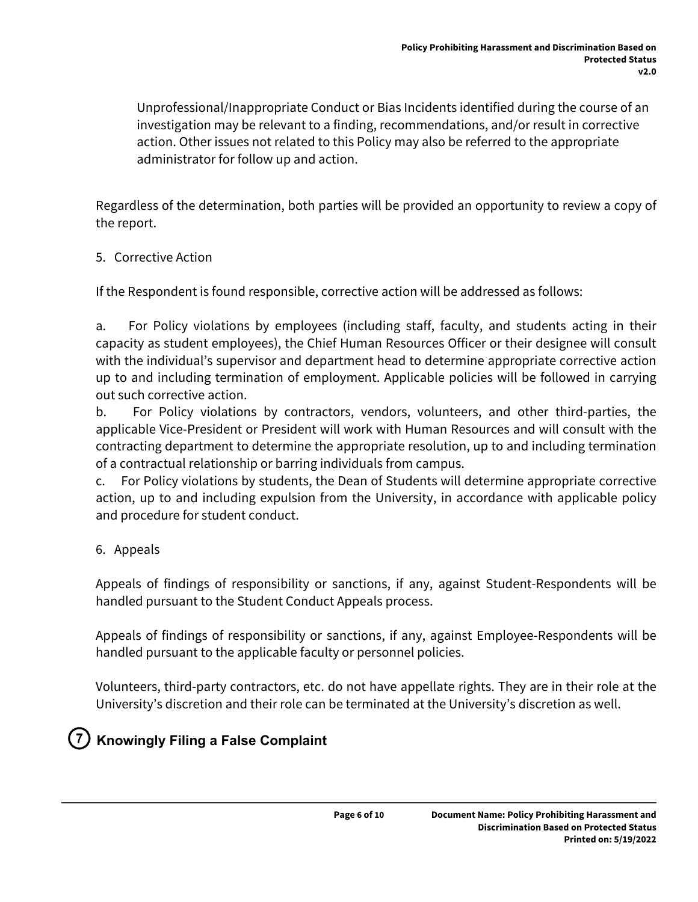Unprofessional/Inappropriate Conduct or Bias Incidents identified during the course of an investigation may be relevant to a finding, recommendations, and/or result in corrective action. Other issues not related to this Policy may also be referred to the appropriate administrator for follow up and action.

Regardless of the determination, both parties will be provided an opportunity to review a copy of the report.

5. Corrective Action

If the Respondent is found responsible, corrective action will be addressed as follows:

a. For Policy violations by employees (including staff, faculty, and students acting in their capacity as student employees), the Chief Human Resources Officer or their designee will consult with the individual's supervisor and department head to determine appropriate corrective action up to and including termination of employment. Applicable policies will be followed in carrying out such corrective action.

b. For Policy violations by contractors, vendors, volunteers, and other third-parties, the applicable Vice-President or President will work with Human Resources and will consult with the contracting department to determine the appropriate resolution, up to and including termination of a contractual relationship or barring individuals from campus.

c. For Policy violations by students, the Dean of Students will determine appropriate corrective action, up to and including expulsion from the University, in accordance with applicable policy and procedure for student conduct.

6. Appeals

Appeals of findings of responsibility or sanctions, if any, against Student-Respondents will be handled pursuant to the Student Conduct Appeals process.

Appeals of findings of responsibility or sanctions, if any, against Employee-Respondents will be handled pursuant to the applicable faculty or personnel policies.

Volunteers, third-party contractors, etc. do not have appellate rights. They are in their role at the University's discretion and their role can be terminated at the University's discretion as well.

## 7 Knowingly Filing a False Complaint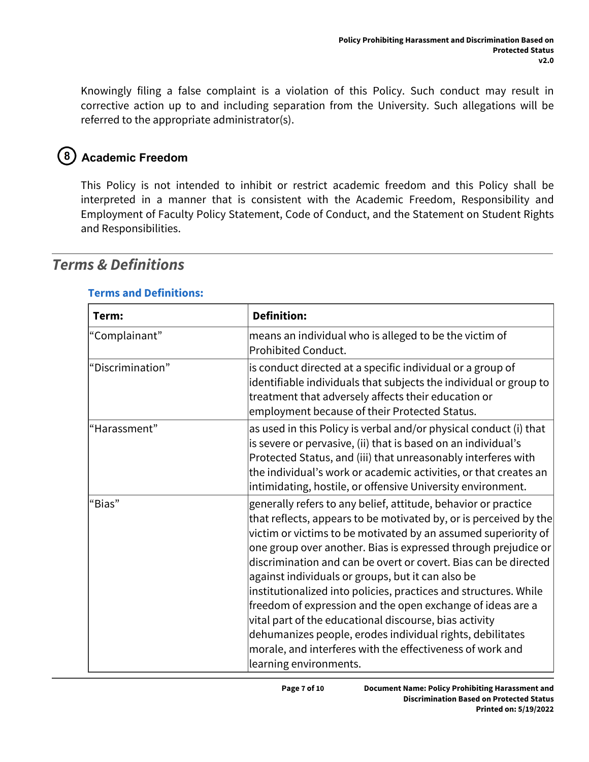Knowingly filing a false complaint is a violation of this Policy. Such conduct may result in corrective action up to and including separation from the University. Such allegations will be referred to the appropriate administrator(s).

## 8 Academic Freedom

This Policy is not intended to inhibit or restrict academic freedom and this Policy shall be interpreted in a manner that is consistent with the Academic Freedom, Responsibility and Employment of Faculty Policy Statement, Code of Conduct, and the Statement on Student Rights and Responsibilities.

# *Terms & Definitions*

### Terms and Definitions:

| Term: | Definition: |
| --- | --- |
| "Complainant" | means an individual who is alleged to be the victim of Prohibited Conduct. |
| "Discrimination" | is conduct directed at a specific individual or a group of identifiable individuals that subjects the individual or group to treatment that adversely affects their education or employment because of their Protected Status. |
| "Harassment" | as used in this Policy is verbal and/or physical conduct (i) that is severe or pervasive, (ii) that is based on an individual's Protected Status, and (iii) that unreasonably interferes with the individual's work or academic activities, or that creates an intimidating, hostile, or offensive University environment. |
| "Bias" | generally refers to any belief, attitude, behavior or practice that reflects, appears to be motivated by, or is perceived by the victim or victims to be motivated by an assumed superiority of one group over another. Bias is expressed through prejudice or discrimination and can be overt or covert. Bias can be directed against individuals or groups, but it can also be institutionalized into policies, practices and structures. While freedom of expression and the open exchange of ideas are a vital part of the educational discourse, bias activity dehumanizes people, erodes individual rights, debilitates morale, and interferes with the effectiveness of work and learning environments. |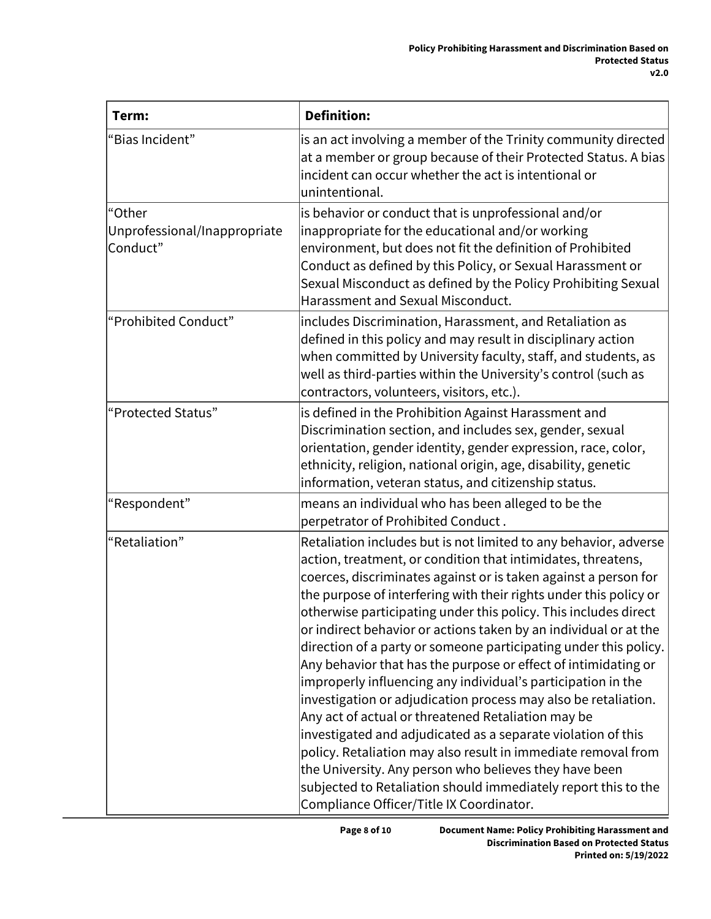| Term: | Definition: |
| --- | --- |
| "Bias Incident" | is an act involving a member of the Trinity community directed at a member or group because of their Protected Status. A bias incident can occur whether the act is intentional or unintentional. |
| "Other Unprofessional/Inappropriate Conduct" | is behavior or conduct that is unprofessional and/or inappropriate for the educational and/or working environment, but does not fit the definition of Prohibited Conduct as defined by this Policy, or Sexual Harassment or Sexual Misconduct as defined by the Policy Prohibiting Sexual Harassment and Sexual Misconduct. |
| "Prohibited Conduct" | includes Discrimination, Harassment, and Retaliation as defined in this policy and may result in disciplinary action when committed by University faculty, staff, and students, as well as third-parties within the University's control (such as contractors, volunteers, visitors, etc.). |
| "Protected Status" | is defined in the Prohibition Against Harassment and Discrimination section, and includes sex, gender, sexual orientation, gender identity, gender expression, race, color, ethnicity, religion, national origin, age, disability, genetic information, veteran status, and citizenship status. |
| "Respondent" | means an individual who has been alleged to be the perpetrator of Prohibited Conduct . |
| "Retaliation" | Retaliation includes but is not limited to any behavior, adverse action, treatment, or condition that intimidates, threatens, coerces, discriminates against or is taken against a person for the purpose of interfering with their rights under this policy or otherwise participating under this policy. This includes direct or indirect behavior or actions taken by an individual or at the direction of a party or someone participating under this policy. Any behavior that has the purpose or effect of intimidating or improperly influencing any individual's participation in the investigation or adjudication process may also be retaliation. Any act of actual or threatened Retaliation may be investigated and adjudicated as a separate violation of this policy. Retaliation may also result in immediate removal from the University. Any person who believes they have been subjected to Retaliation should immediately report this to the Compliance Officer/Title IX Coordinator. |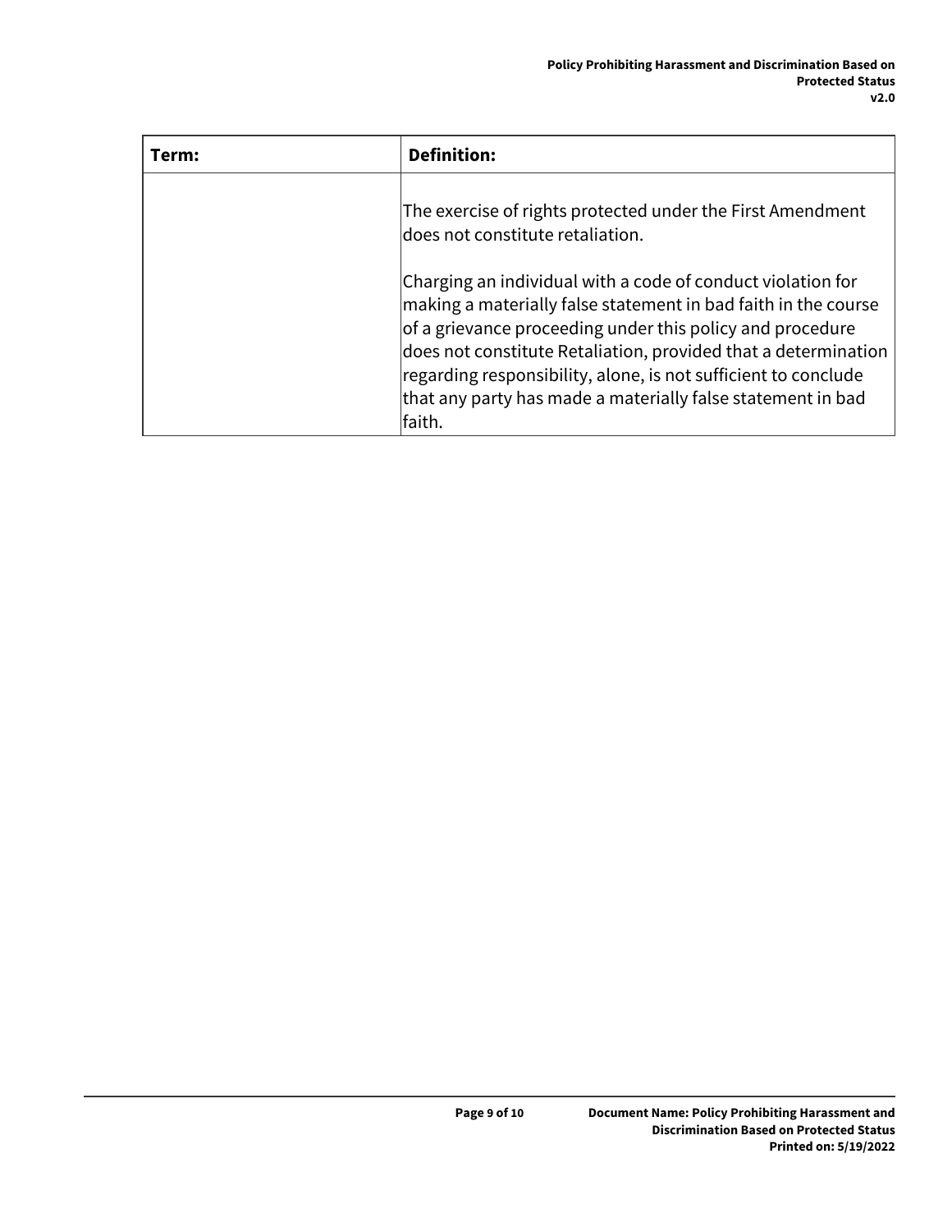| Term: | Definition: |
| --- | --- |
| | The exercise of rights protected under the First Amendment does not constitute retaliation.<br><br>Charging an individual with a code of conduct violation for making a materially false statement in bad faith in the course of a grievance proceeding under this policy and procedure does not constitute Retaliation, provided that a determination regarding responsibility, alone, is not sufficient to conclude that any party has made a materially false statement in bad faith. |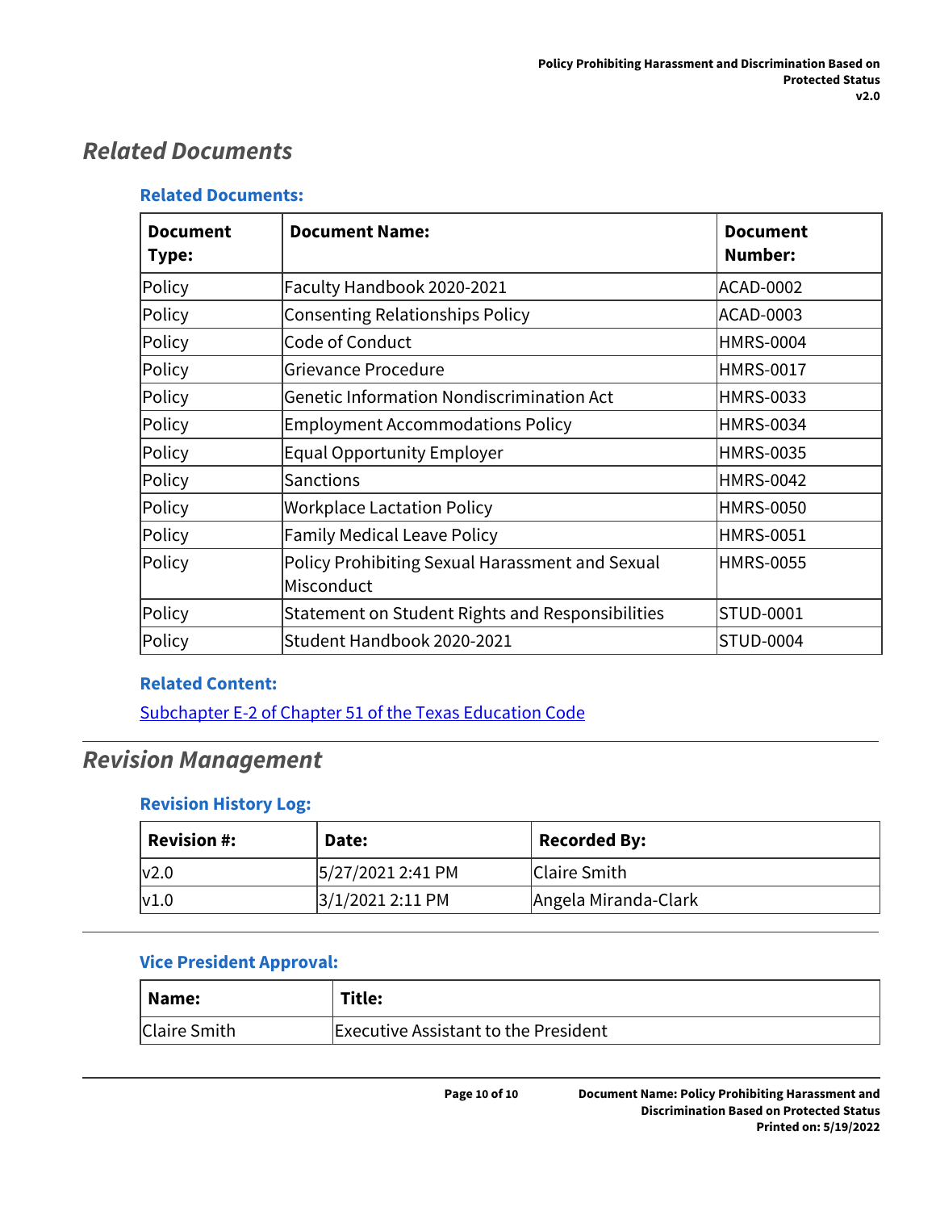## Related Documents

### Related Documents:

| Document Type: | Document Name: | Document Number: |
|---|---|---|
| Policy | Faculty Handbook 2020-2021 | ACAD-0002 |
| Policy | Consenting Relationships Policy | ACAD-0003 |
| Policy | Code of Conduct | HMRS-0004 |
| Policy | Grievance Procedure | HMRS-0017 |
| Policy | Genetic Information Nondiscrimination Act | HMRS-0033 |
| Policy | Employment Accommodations Policy | HMRS-0034 |
| Policy | Equal Opportunity Employer | HMRS-0035 |
| Policy | Sanctions | HMRS-0042 |
| Policy | Workplace Lactation Policy | HMRS-0050 |
| Policy | Family Medical Leave Policy | HMRS-0051 |
| Policy | Policy Prohibiting Sexual Harassment and Sexual Misconduct | HMRS-0055 |
| Policy | Statement on Student Rights and Responsibilities | STUD-0001 |
| Policy | Student Handbook 2020-2021 | STUD-0004 |

### Related Content:

Subchapter E-2 of Chapter 51 of the Texas Education Code

## Revision Management

### Revision History Log:

| Revision #: | Date: | Recorded By: |
|---|---|---|
| v2.0 | 5/27/2021 2:41 PM | Claire Smith |
| v1.0 | 3/1/2021 2:11 PM | Angela Miranda-Clark |

### Vice President Approval:

| Name: | Title: |
|---|---|
| Claire Smith | Executive Assistant to the President |